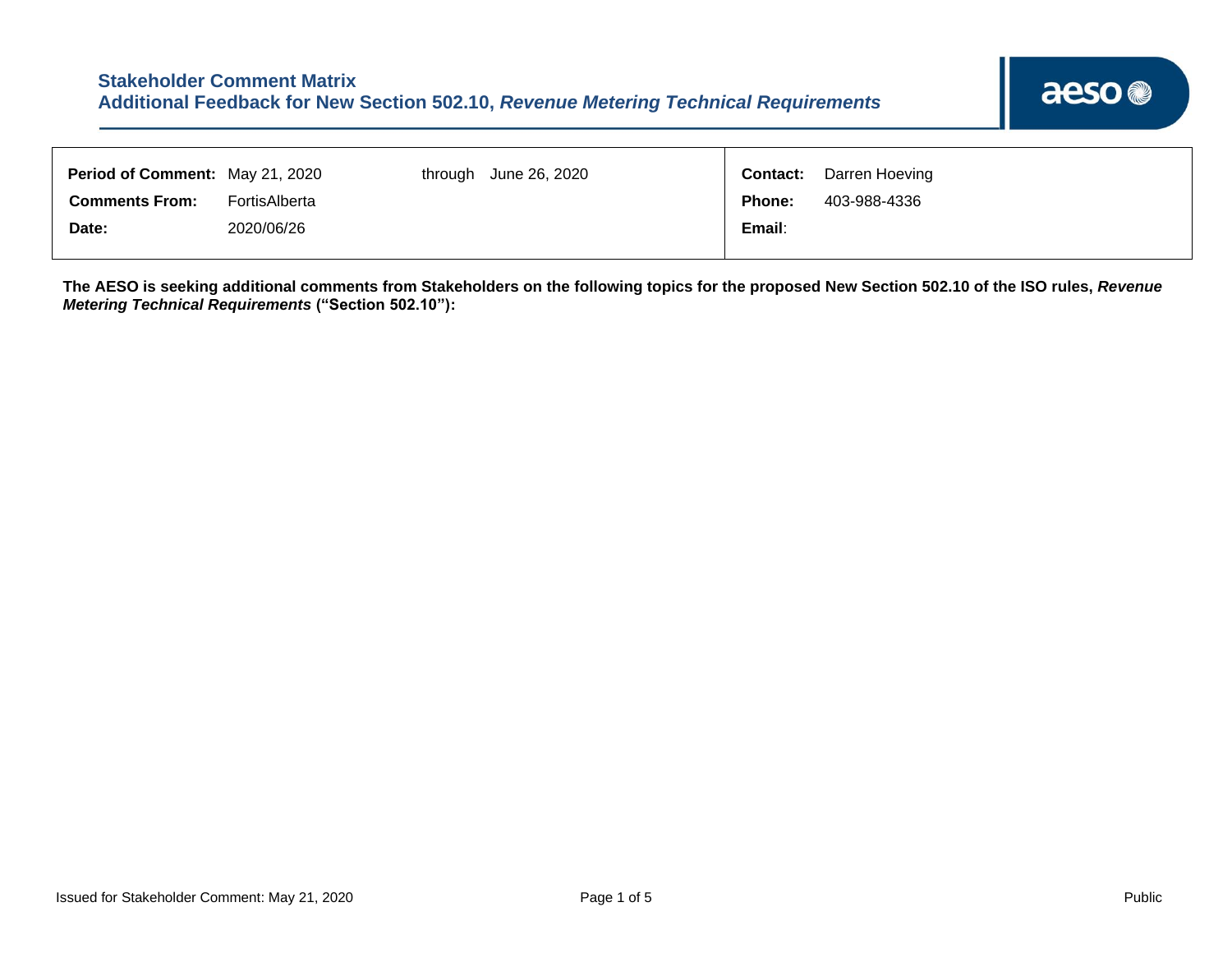# Stakeholder Comment Matrix
## Additional Feedback for New Section 502.10, *Revenue Metering Technical Requirements*

| | | | |
|---|---|---|---|
| **Period of Comment:** | May 21, 2020 through June 26, 2020 | **Contact:** | Darren Hoeving |
| **Comments From:** | FortisAlberta | **Phone:** | 403-988-4336 |
| **Date:** | 2020/06/26 | **Email**: | |

**The AESO is seeking additional comments from Stakeholders on the following topics for the proposed New Section 502.10 of the ISO rules, *Revenue Metering Technical Requirements* ("Section 502.10"):**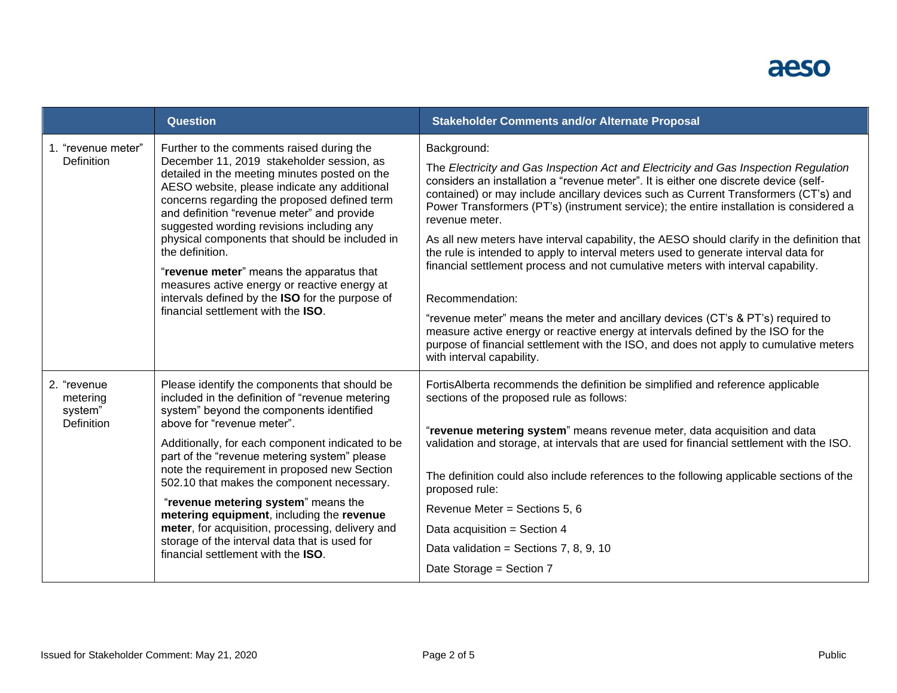| | Question | Stakeholder Comments and/or Alternate Proposal |
|---|---|---|
| 1. "revenue meter" Definition | Further to the comments raised during the December 11, 2019 stakeholder session, as detailed in the meeting minutes posted on the AESO website, please indicate any additional concerns regarding the proposed defined term and definition "revenue meter" and provide suggested wording revisions including any physical components that should be included in the definition.<br><br>"**revenue meter**" means the apparatus that measures active energy or reactive energy at intervals defined by the **ISO** for the purpose of financial settlement with the **ISO**. | Background:<br><br>The *Electricity and Gas Inspection Act and Electricity and Gas Inspection Regulation* considers an installation a "revenue meter". It is either one discrete device (self-contained) or may include ancillary devices such as Current Transformers (CT's) and Power Transformers (PT's) (instrument service); the entire installation is considered a revenue meter.<br><br>As all new meters have interval capability, the AESO should clarify in the definition that the rule is intended to apply to interval meters used to generate interval data for financial settlement process and not cumulative meters with interval capability.<br><br>Recommendation:<br><br>"revenue meter" means the meter and ancillary devices (CT's & PT's) required to measure active energy or reactive energy at intervals defined by the ISO for the purpose of financial settlement with the ISO, and does not apply to cumulative meters with interval capability. |
| 2. "revenue metering system" Definition | Please identify the components that should be included in the definition of "revenue metering system" beyond the components identified above for "revenue meter".<br><br>Additionally, for each component indicated to be part of the "revenue metering system" please note the requirement in proposed new Section 502.10 that makes the component necessary.<br><br>"**revenue metering system**" means the **metering equipment**, including the **revenue meter**, for acquisition, processing, delivery and storage of the interval data that is used for financial settlement with the **ISO**. | FortisAlberta recommends the definition be simplified and reference applicable sections of the proposed rule as follows:<br><br>"**revenue metering system**" means revenue meter, data acquisition and data validation and storage, at intervals that are used for financial settlement with the ISO.<br><br>The definition could also include references to the following applicable sections of the proposed rule:<br><br>Revenue Meter = Sections 5, 6<br><br>Data acquisition = Section 4<br><br>Data validation = Sections 7, 8, 9, 10<br><br>Date Storage = Section 7 |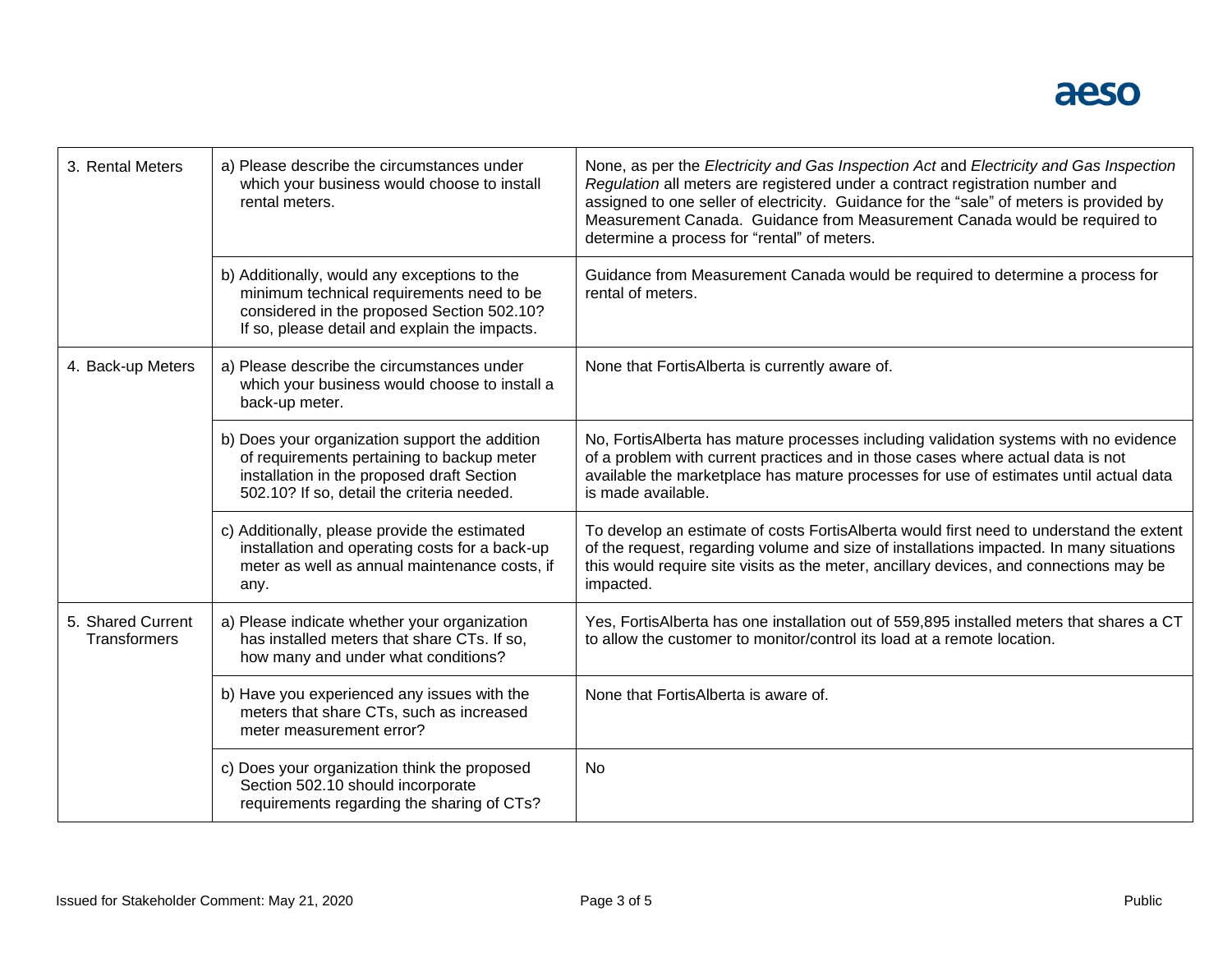| | | |
|---|---|---|
| 3. Rental Meters | a) Please describe the circumstances under which your business would choose to install rental meters. | None, as per the *Electricity and Gas Inspection Act* and *Electricity and Gas Inspection Regulation* all meters are registered under a contract registration number and assigned to one seller of electricity. Guidance for the "sale" of meters is provided by Measurement Canada. Guidance from Measurement Canada would be required to determine a process for "rental" of meters. |
| | b) Additionally, would any exceptions to the minimum technical requirements need to be considered in the proposed Section 502.10? If so, please detail and explain the impacts. | Guidance from Measurement Canada would be required to determine a process for rental of meters. |
| 4. Back-up Meters | a) Please describe the circumstances under which your business would choose to install a back-up meter. | None that FortisAlberta is currently aware of. |
| | b) Does your organization support the addition of requirements pertaining to backup meter installation in the proposed draft Section 502.10? If so, detail the criteria needed. | No, FortisAlberta has mature processes including validation systems with no evidence of a problem with current practices and in those cases where actual data is not available the marketplace has mature processes for use of estimates until actual data is made available. |
| | c) Additionally, please provide the estimated installation and operating costs for a back-up meter as well as annual maintenance costs, if any. | To develop an estimate of costs FortisAlberta would first need to understand the extent of the request, regarding volume and size of installations impacted. In many situations this would require site visits as the meter, ancillary devices, and connections may be impacted. |
| 5. Shared Current Transformers | a) Please indicate whether your organization has installed meters that share CTs. If so, how many and under what conditions? | Yes, FortisAlberta has one installation out of 559,895 installed meters that shares a CT to allow the customer to monitor/control its load at a remote location. |
| | b) Have you experienced any issues with the meters that share CTs, such as increased meter measurement error? | None that FortisAlberta is aware of. |
| | c) Does your organization think the proposed Section 502.10 should incorporate requirements regarding the sharing of CTs? | No |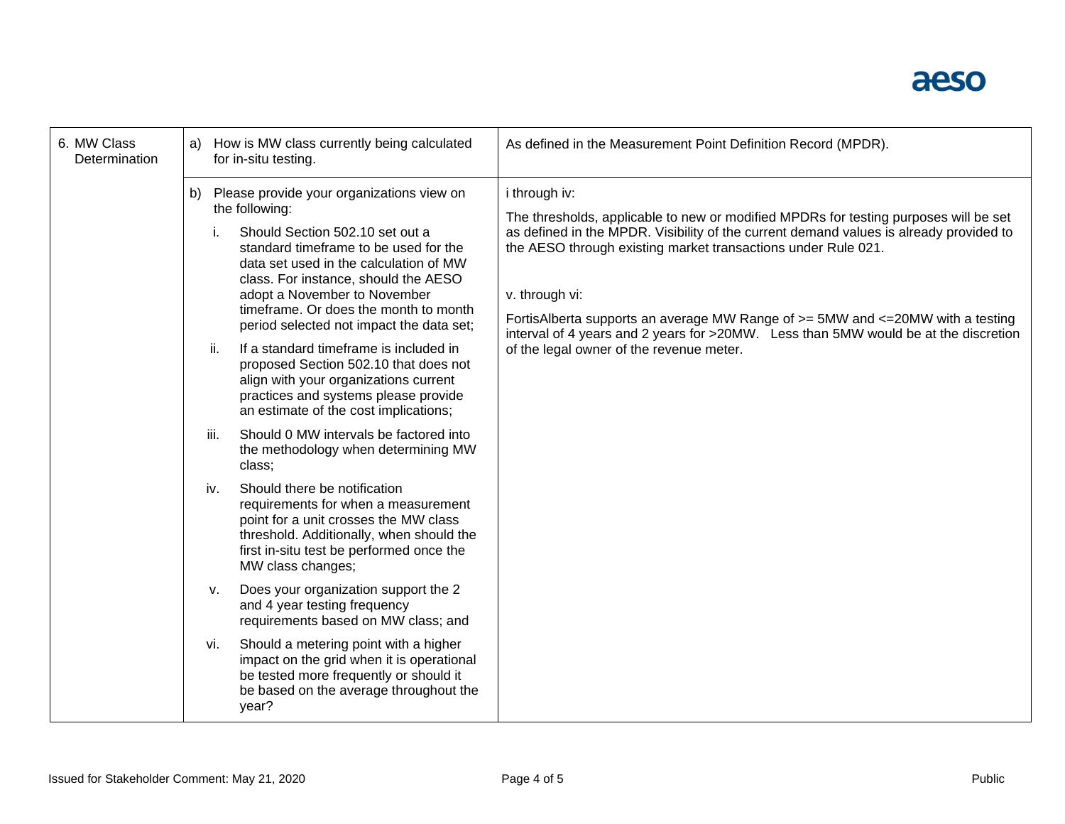| | | |
|---|---|---|
| 6. MW Class Determination | a) How is MW class currently being calculated for in-situ testing. | As defined in the Measurement Point Definition Record (MPDR). |
| | b) Please provide your organizations view on the following:<br>i. Should Section 502.10 set out a standard timeframe to be used for the data set used in the calculation of MW class. For instance, should the AESO adopt a November to November timeframe. Or does the month to month period selected not impact the data set;<br>ii. If a standard timeframe is included in proposed Section 502.10 that does not align with your organizations current practices and systems please provide an estimate of the cost implications;<br>iii. Should 0 MW intervals be factored into the methodology when determining MW class;<br>iv. Should there be notification requirements for when a measurement point for a unit crosses the MW class threshold. Additionally, when should the first in-situ test be performed once the MW class changes;<br>v. Does your organization support the 2 and 4 year testing frequency requirements based on MW class; and<br>vi. Should a metering point with a higher impact on the grid when it is operational be tested more frequently or should it be based on the average throughout the year? | i through iv:<br>The thresholds, applicable to new or modified MPDRs for testing purposes will be set as defined in the MPDR. Visibility of the current demand values is already provided to the AESO through existing market transactions under Rule 021.<br><br>v. through vi:<br>FortisAlberta supports an average MW Range of >= 5MW and <=20MW with a testing interval of 4 years and 2 years for >20MW. Less than 5MW would be at the discretion of the legal owner of the revenue meter. |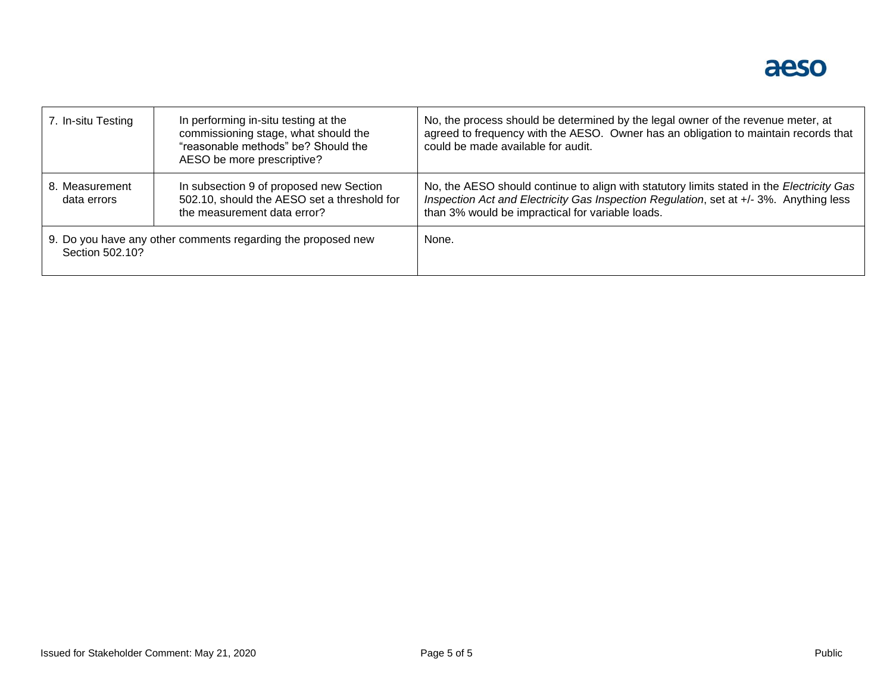| | | |
|---|---|---|
| 7. In-situ Testing | In performing in-situ testing at the commissioning stage, what should the "reasonable methods" be? Should the AESO be more prescriptive? | No, the process should be determined by the legal owner of the revenue meter, at agreed to frequency with the AESO. Owner has an obligation to maintain records that could be made available for audit. |
| 8. Measurement data errors | In subsection 9 of proposed new Section 502.10, should the AESO set a threshold for the measurement data error? | No, the AESO should continue to align with statutory limits stated in the *Electricity Gas Inspection Act and Electricity Gas Inspection Regulation*, set at +/- 3%. Anything less than 3% would be impractical for variable loads. |
| 9. Do you have any other comments regarding the proposed new Section 502.10? | | None. |